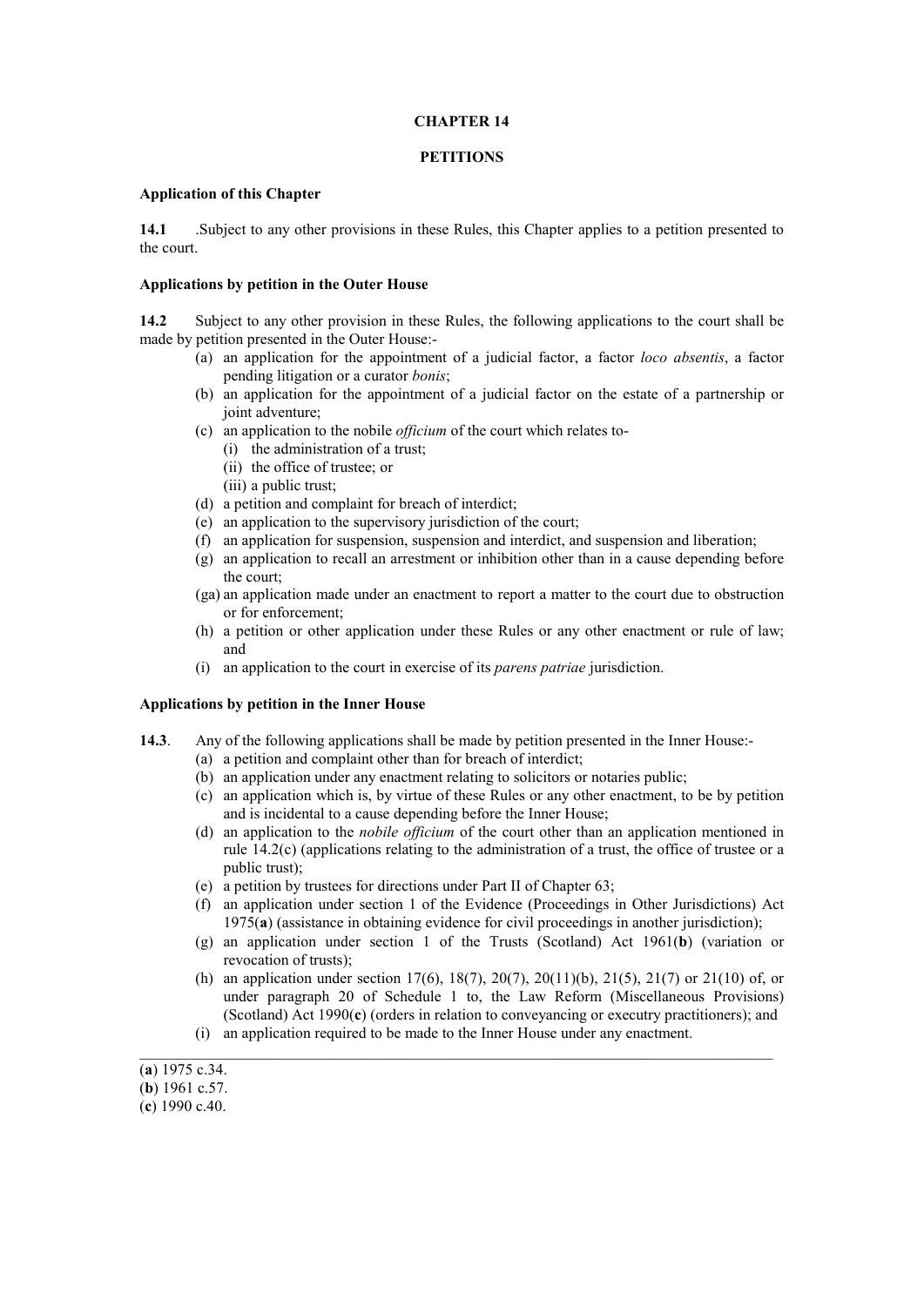# CHAPTER 14

## PETITIONS

### Application of this Chapter

**14.1** .Subject to any other provisions in these Rules, this Chapter applies to a petition presented to the court.

### Applications by petition in the Outer House

**14.2** Subject to any other provision in these Rules, the following applications to the court shall be made by petition presented in the Outer House:-

- (a) an application for the appointment of a judicial factor, a factor *loco absentis*, a factor pending litigation or a curator *bonis*;
- (b) an application for the appointment of a judicial factor on the estate of a partnership or joint adventure;
- (c) an application to the nobile *officium* of the court which relates to-
  - (i) the administration of a trust;
  - (ii) the office of trustee; or
  - (iii) a public trust;
- (d) a petition and complaint for breach of interdict;
- (e) an application to the supervisory jurisdiction of the court;
- (f) an application for suspension, suspension and interdict, and suspension and liberation;
- (g) an application to recall an arrestment or inhibition other than in a cause depending before the court;
- (ga) an application made under an enactment to report a matter to the court due to obstruction or for enforcement;
- (h) a petition or other application under these Rules or any other enactment or rule of law; and
- (i) an application to the court in exercise of its *parens patriae* jurisdiction.

### Applications by petition in the Inner House

**14.3**. Any of the following applications shall be made by petition presented in the Inner House:-

- (a) a petition and complaint other than for breach of interdict;
- (b) an application under any enactment relating to solicitors or notaries public;
- (c) an application which is, by virtue of these Rules or any other enactment, to be by petition and is incidental to a cause depending before the Inner House;
- (d) an application to the *nobile officium* of the court other than an application mentioned in rule 14.2(c) (applications relating to the administration of a trust, the office of trustee or a public trust);
- (e) a petition by trustees for directions under Part II of Chapter 63;
- (f) an application under section 1 of the Evidence (Proceedings in Other Jurisdictions) Act 1975(**a**) (assistance in obtaining evidence for civil proceedings in another jurisdiction);
- (g) an application under section 1 of the Trusts (Scotland) Act 1961(**b**) (variation or revocation of trusts);
- (h) an application under section 17(6), 18(7), 20(7), 20(11)(b), 21(5), 21(7) or 21(10) of, or under paragraph 20 of Schedule 1 to, the Law Reform (Miscellaneous Provisions) (Scotland) Act 1990(**c**) (orders in relation to conveyancing or executry practitioners); and
- (i) an application required to be made to the Inner House under any enactment.

---

(**a**) 1975 c.34.
(**b**) 1961 c.57.
(**c**) 1990 c.40.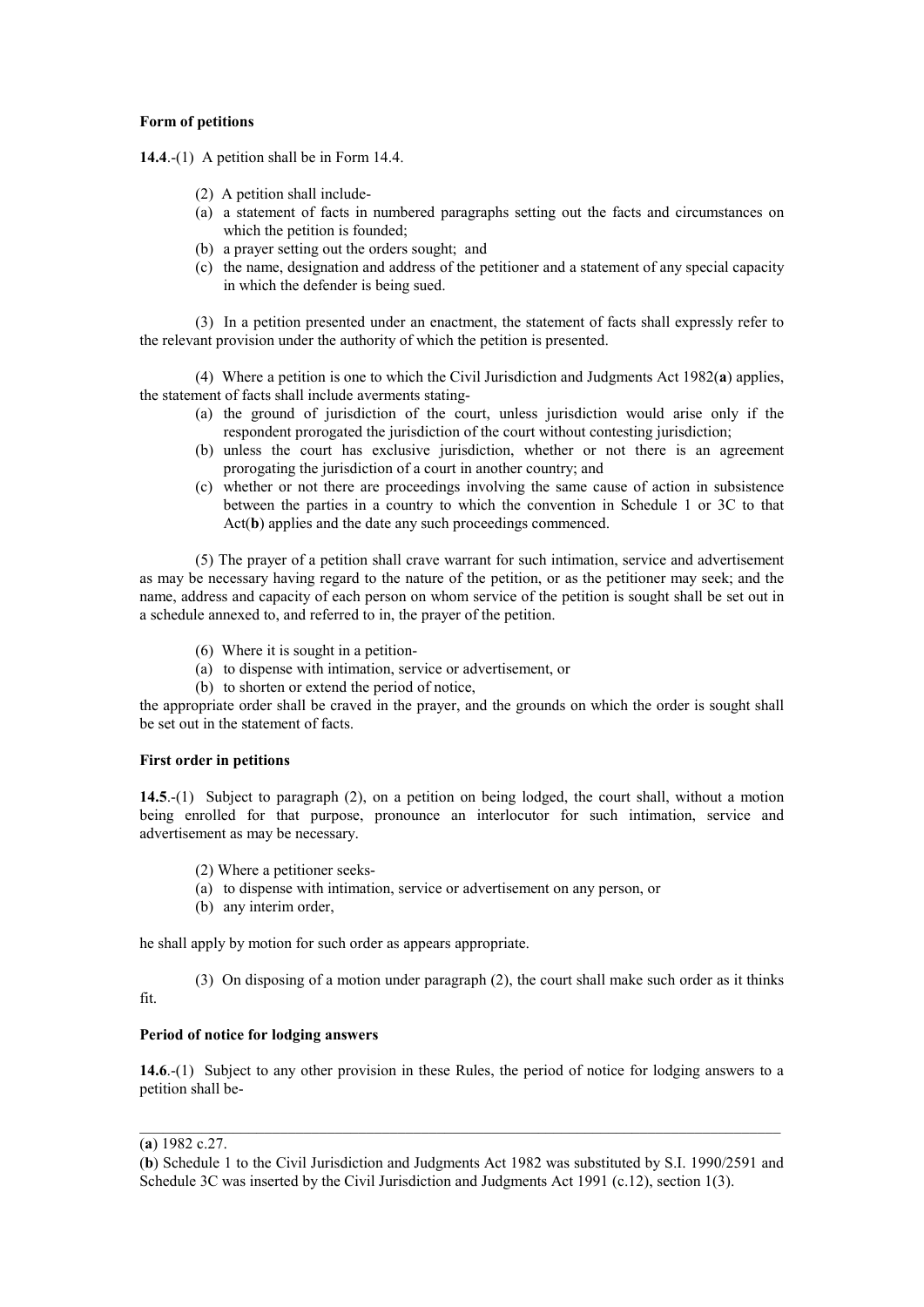**Form of petitions**

**14.4**.-(1) A petition shall be in Form 14.4.

(2) A petition shall include-

(a) a statement of facts in numbered paragraphs setting out the facts and circumstances on which the petition is founded;

(b) a prayer setting out the orders sought; and

(c) the name, designation and address of the petitioner and a statement of any special capacity in which the defender is being sued.

(3) In a petition presented under an enactment, the statement of facts shall expressly refer to the relevant provision under the authority of which the petition is presented.

(4) Where a petition is one to which the Civil Jurisdiction and Judgments Act 1982(**a**) applies, the statement of facts shall include averments stating-

(a) the ground of jurisdiction of the court, unless jurisdiction would arise only if the respondent prorogated the jurisdiction of the court without contesting jurisdiction;

(b) unless the court has exclusive jurisdiction, whether or not there is an agreement prorogating the jurisdiction of a court in another country; and

(c) whether or not there are proceedings involving the same cause of action in subsistence between the parties in a country to which the convention in Schedule 1 or 3C to that Act(**b**) applies and the date any such proceedings commenced.

(5) The prayer of a petition shall crave warrant for such intimation, service and advertisement as may be necessary having regard to the nature of the petition, or as the petitioner may seek; and the name, address and capacity of each person on whom service of the petition is sought shall be set out in a schedule annexed to, and referred to in, the prayer of the petition.

(6) Where it is sought in a petition-

(a) to dispense with intimation, service or advertisement, or

(b) to shorten or extend the period of notice,

the appropriate order shall be craved in the prayer, and the grounds on which the order is sought shall be set out in the statement of facts.

**First order in petitions**

**14.5**.-(1) Subject to paragraph (2), on a petition on being lodged, the court shall, without a motion being enrolled for that purpose, pronounce an interlocutor for such intimation, service and advertisement as may be necessary.

(2) Where a petitioner seeks-

(a) to dispense with intimation, service or advertisement on any person, or

(b) any interim order,

he shall apply by motion for such order as appears appropriate.

(3) On disposing of a motion under paragraph (2), the court shall make such order as it thinks fit.

**Period of notice for lodging answers**

**14.6**.-(1) Subject to any other provision in these Rules, the period of notice for lodging answers to a petition shall be-

---

(**a**) 1982 c.27.

(**b**) Schedule 1 to the Civil Jurisdiction and Judgments Act 1982 was substituted by S.I. 1990/2591 and Schedule 3C was inserted by the Civil Jurisdiction and Judgments Act 1991 (c.12), section 1(3).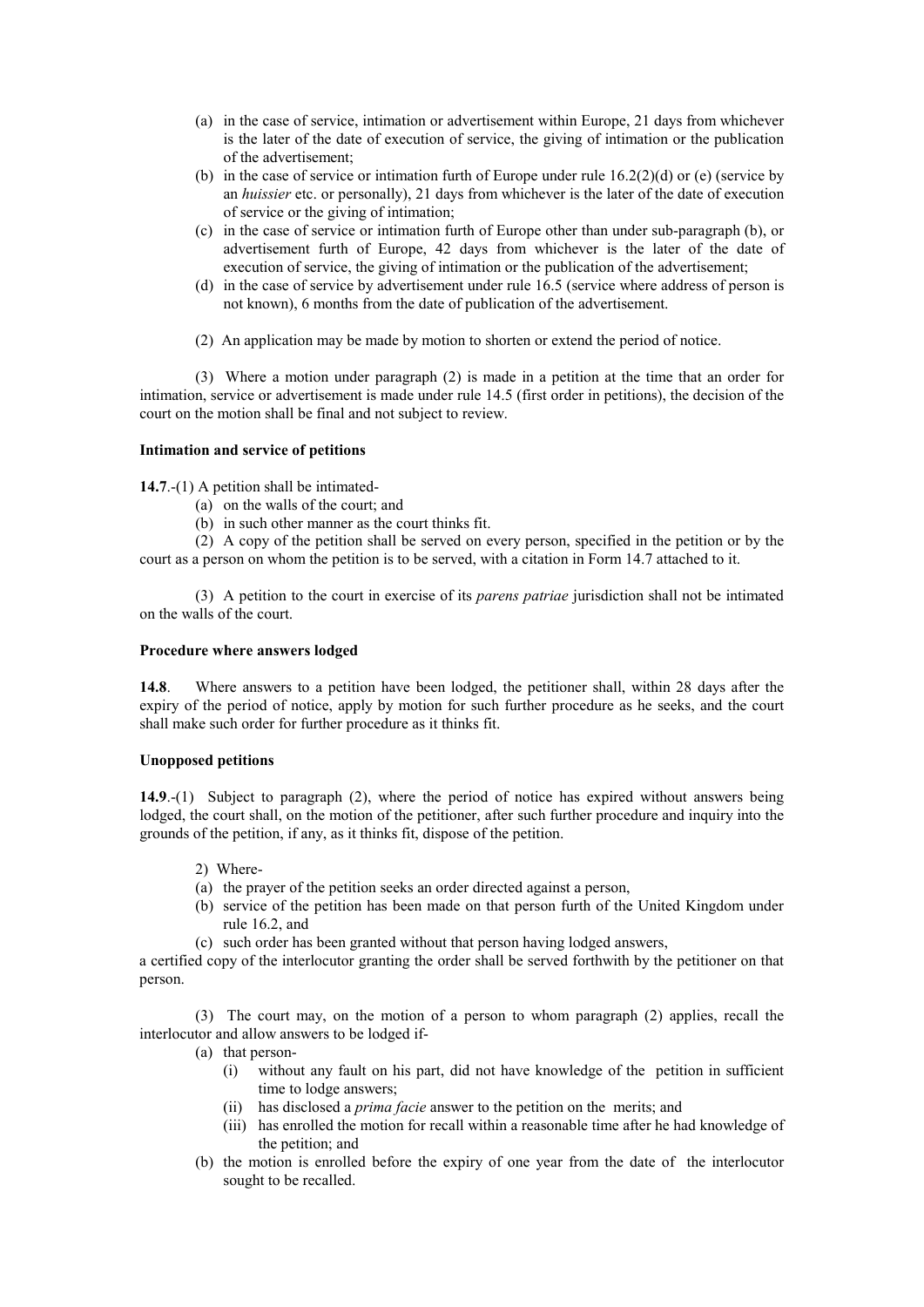(a) in the case of service, intimation or advertisement within Europe, 21 days from whichever is the later of the date of execution of service, the giving of intimation or the publication of the advertisement;

(b) in the case of service or intimation furth of Europe under rule 16.2(2)(d) or (e) (service by an *huissier* etc. or personally), 21 days from whichever is the later of the date of execution of service or the giving of intimation;

(c) in the case of service or intimation furth of Europe other than under sub-paragraph (b), or advertisement furth of Europe, 42 days from whichever is the later of the date of execution of service, the giving of intimation or the publication of the advertisement;

(d) in the case of service by advertisement under rule 16.5 (service where address of person is not known), 6 months from the date of publication of the advertisement.

(2) An application may be made by motion to shorten or extend the period of notice.

(3) Where a motion under paragraph (2) is made in a petition at the time that an order for intimation, service or advertisement is made under rule 14.5 (first order in petitions), the decision of the court on the motion shall be final and not subject to review.

**Intimation and service of petitions**

**14.7**.-(1) A petition shall be intimated-

(a) on the walls of the court; and

(b) in such other manner as the court thinks fit.

(2) A copy of the petition shall be served on every person, specified in the petition or by the court as a person on whom the petition is to be served, with a citation in Form 14.7 attached to it.

(3) A petition to the court in exercise of its *parens patriae* jurisdiction shall not be intimated on the walls of the court.

**Procedure where answers lodged**

**14.8**. Where answers to a petition have been lodged, the petitioner shall, within 28 days after the expiry of the period of notice, apply by motion for such further procedure as he seeks, and the court shall make such order for further procedure as it thinks fit.

**Unopposed petitions**

**14.9**.-(1) Subject to paragraph (2), where the period of notice has expired without answers being lodged, the court shall, on the motion of the petitioner, after such further procedure and inquiry into the grounds of the petition, if any, as it thinks fit, dispose of the petition.

2) Where-

(a) the prayer of the petition seeks an order directed against a person,

(b) service of the petition has been made on that person furth of the United Kingdom under rule 16.2, and

(c) such order has been granted without that person having lodged answers,

a certified copy of the interlocutor granting the order shall be served forthwith by the petitioner on that person.

(3) The court may, on the motion of a person to whom paragraph (2) applies, recall the interlocutor and allow answers to be lodged if-

(a) that person-

(i) without any fault on his part, did not have knowledge of the petition in sufficient time to lodge answers;

(ii) has disclosed a *prima facie* answer to the petition on the merits; and

(iii) has enrolled the motion for recall within a reasonable time after he had knowledge of the petition; and

(b) the motion is enrolled before the expiry of one year from the date of the interlocutor sought to be recalled.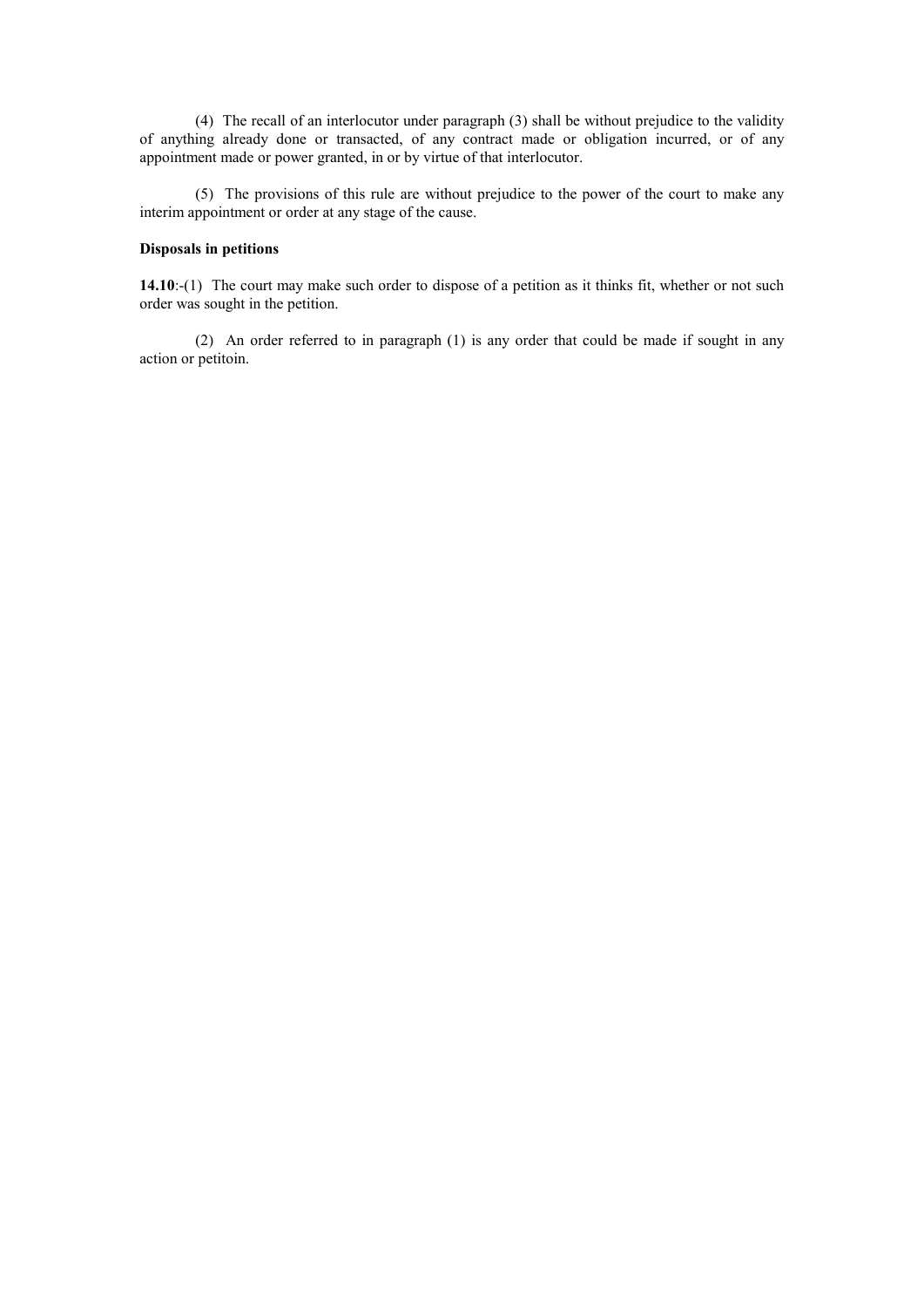(4) The recall of an interlocutor under paragraph (3) shall be without prejudice to the validity of anything already done or transacted, of any contract made or obligation incurred, or of any appointment made or power granted, in or by virtue of that interlocutor.

(5) The provisions of this rule are without prejudice to the power of the court to make any interim appointment or order at any stage of the cause.

**Disposals in petitions**

**14.10**:-(1) The court may make such order to dispose of a petition as it thinks fit, whether or not such order was sought in the petition.

(2) An order referred to in paragraph (1) is any order that could be made if sought in any action or petitoin.